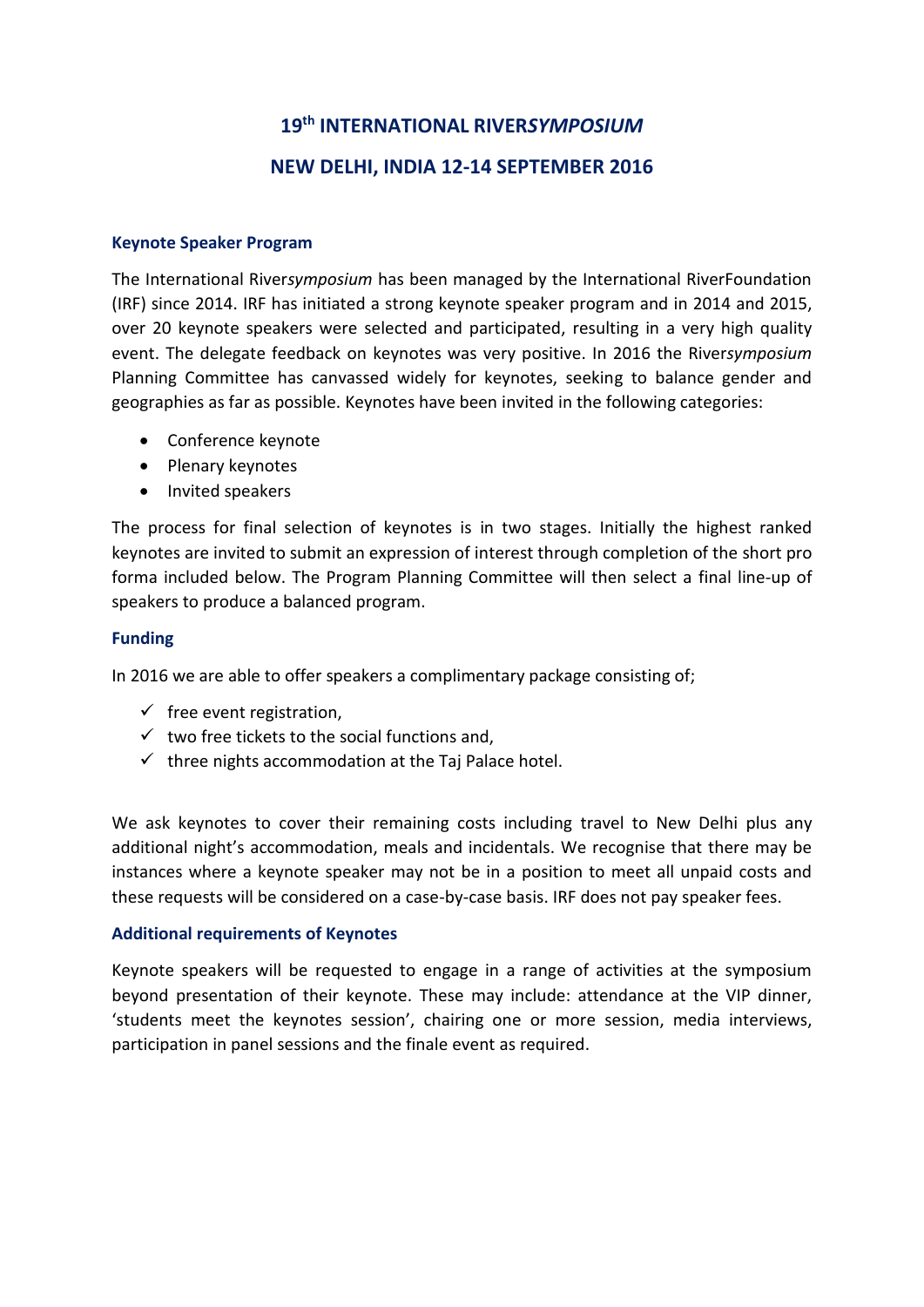# 19th INTERNATIONAL RIVER*SYMPOSIUM*

## NEW DELHI, INDIA 12-14 SEPTEMBER 2016

### Keynote Speaker Program

The International River*symposium* has been managed by the International RiverFoundation (IRF) since 2014. IRF has initiated a strong keynote speaker program and in 2014 and 2015, over 20 keynote speakers were selected and participated, resulting in a very high quality event. The delegate feedback on keynotes was very positive. In 2016 the River*symposium* Planning Committee has canvassed widely for keynotes, seeking to balance gender and geographies as far as possible. Keynotes have been invited in the following categories:

- Conference keynote
- Plenary keynotes
- Invited speakers

The process for final selection of keynotes is in two stages. Initially the highest ranked keynotes are invited to submit an expression of interest through completion of the short pro forma included below. The Program Planning Committee will then select a final line-up of speakers to produce a balanced program.

### Funding

In 2016 we are able to offer speakers a complimentary package consisting of;

- ✓ free event registration,
- ✓ two free tickets to the social functions and,
- ✓ three nights accommodation at the Taj Palace hotel.

We ask keynotes to cover their remaining costs including travel to New Delhi plus any additional night's accommodation, meals and incidentals. We recognise that there may be instances where a keynote speaker may not be in a position to meet all unpaid costs and these requests will be considered on a case-by-case basis. IRF does not pay speaker fees.

### Additional requirements of Keynotes

Keynote speakers will be requested to engage in a range of activities at the symposium beyond presentation of their keynote. These may include: attendance at the VIP dinner, 'students meet the keynotes session', chairing one or more session, media interviews, participation in panel sessions and the finale event as required.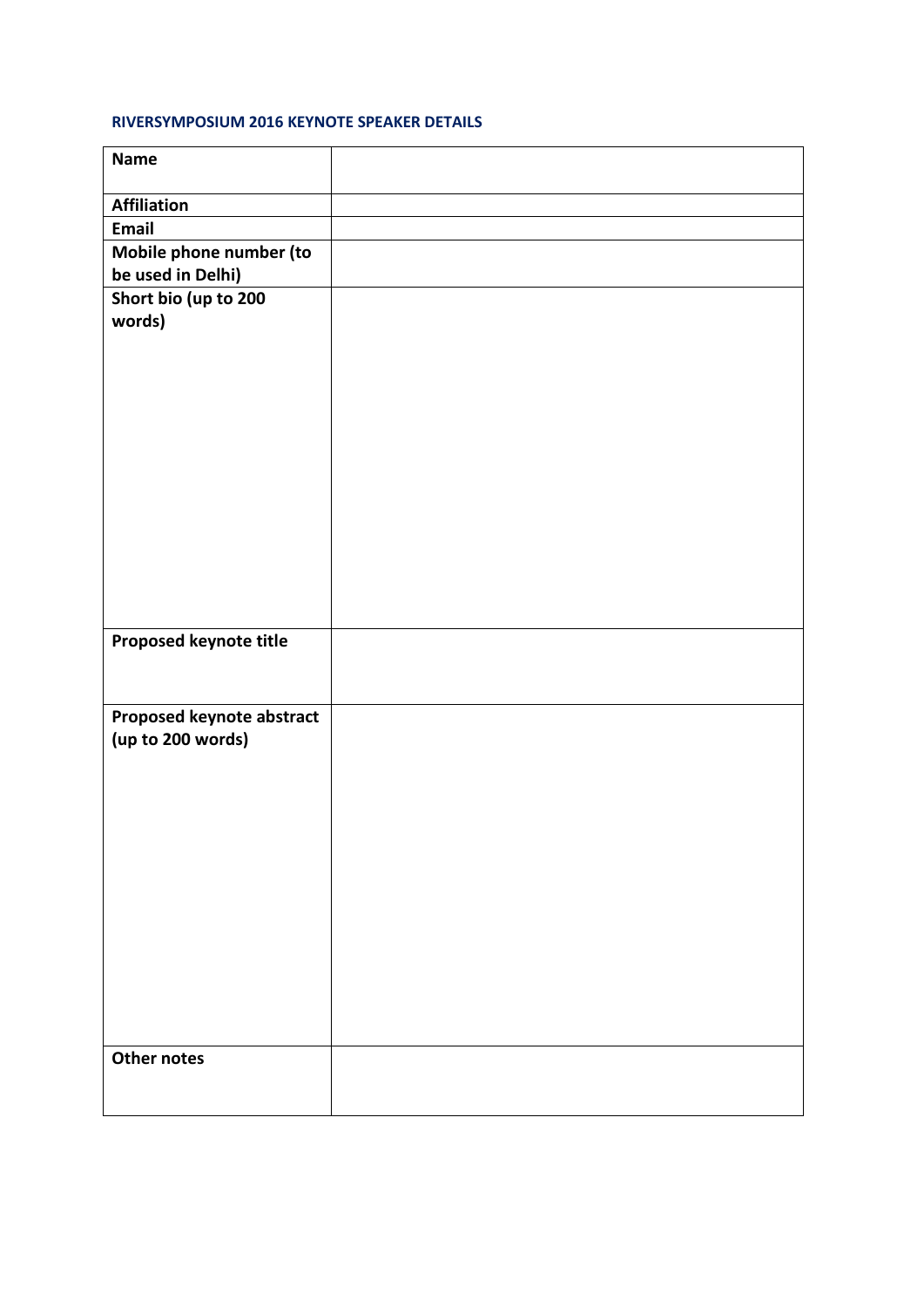**RIVERSYMPOSIUM 2016 KEYNOTE SPEAKER DETAILS**

| | |
|---|---|
| **Name** | |
| **Affiliation** | |
| **Email** | |
| **Mobile phone number (to be used in Delhi)** | |
| **Short bio (up to 200 words)** | |
| **Proposed keynote title** | |
| **Proposed keynote abstract (up to 200 words)** | |
| **Other notes** | |